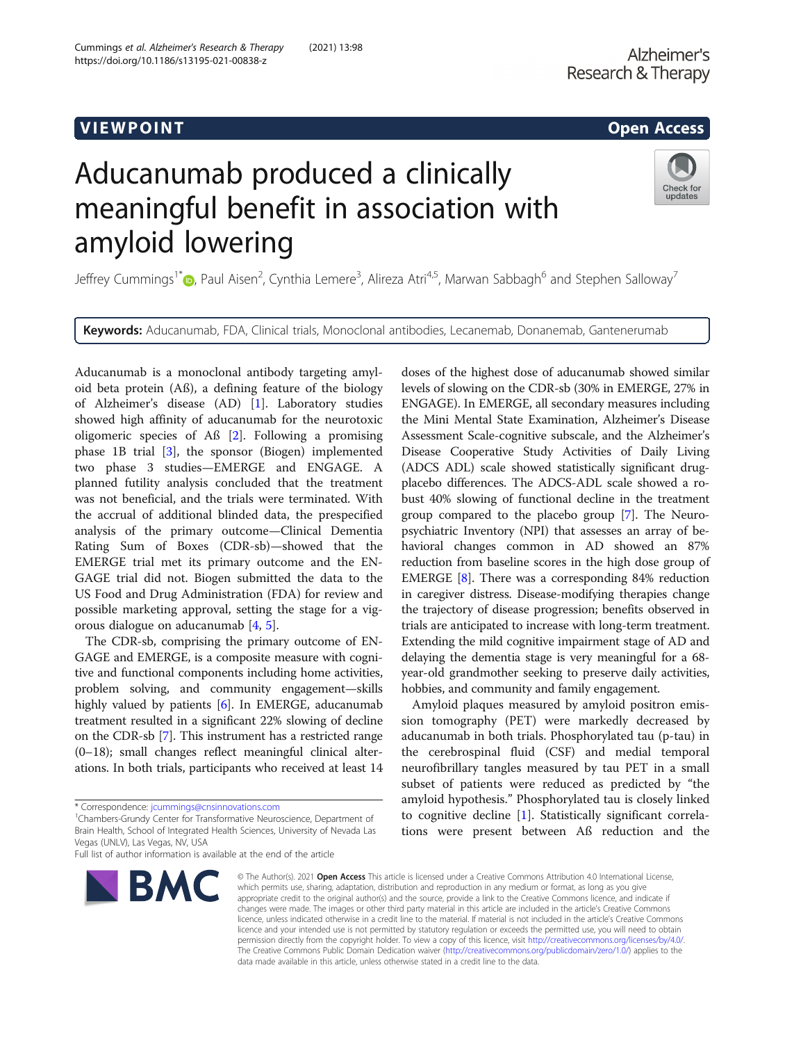VIEWPOINT

Open Access

# Aducanumab produced a clinically meaningful benefit in association with amyloid lowering

Jeffrey Cummings[1*], Paul Aisen[2], Cynthia Lemere[3], Alireza Atri[4,5], Marwan Sabbagh[6] and Stephen Salloway[7]

**Keywords:** Aducanumab, FDA, Clinical trials, Monoclonal antibodies, Lecanemab, Donanemab, Gantenerumab

Aducanumab is a monoclonal antibody targeting amyloid beta protein (Aß), a defining feature of the biology of Alzheimer's disease (AD) [1]. Laboratory studies showed high affinity of aducanumab for the neurotoxic oligomeric species of Aß [2]. Following a promising phase 1B trial [3], the sponsor (Biogen) implemented two phase 3 studies—EMERGE and ENGAGE. A planned futility analysis concluded that the treatment was not beneficial, and the trials were terminated. With the accrual of additional blinded data, the prespecified analysis of the primary outcome—Clinical Dementia Rating Sum of Boxes (CDR-sb)—showed that the EMERGE trial met its primary outcome and the ENGAGE trial did not. Biogen submitted the data to the US Food and Drug Administration (FDA) for review and possible marketing approval, setting the stage for a vigorous dialogue on aducanumab [4, 5].

The CDR-sb, comprising the primary outcome of ENGAGE and EMERGE, is a composite measure with cognitive and functional components including home activities, problem solving, and community engagement—skills highly valued by patients [6]. In EMERGE, aducanumab treatment resulted in a significant 22% slowing of decline on the CDR-sb [7]. This instrument has a restricted range (0–18); small changes reflect meaningful clinical alterations. In both trials, participants who received at least 14 doses of the highest dose of aducanumab showed similar levels of slowing on the CDR-sb (30% in EMERGE, 27% in ENGAGE). In EMERGE, all secondary measures including the Mini Mental State Examination, Alzheimer's Disease Assessment Scale-cognitive subscale, and the Alzheimer's Disease Cooperative Study Activities of Daily Living (ADCS ADL) scale showed statistically significant drug-placebo differences. The ADCS-ADL scale showed a robust 40% slowing of functional decline in the treatment group compared to the placebo group [7]. The Neuropsychiatric Inventory (NPI) that assesses an array of behavioral changes common in AD showed an 87% reduction from baseline scores in the high dose group of EMERGE [8]. There was a corresponding 84% reduction in caregiver distress. Disease-modifying therapies change the trajectory of disease progression; benefits observed in trials are anticipated to increase with long-term treatment. Extending the mild cognitive impairment stage of AD and delaying the dementia stage is very meaningful for a 68-year-old grandmother seeking to preserve daily activities, hobbies, and community and family engagement.

Amyloid plaques measured by amyloid positron emission tomography (PET) were markedly decreased by aducanumab in both trials. Phosphorylated tau (p-tau) in the cerebrospinal fluid (CSF) and medial temporal neurofibrillary tangles measured by tau PET in a small subset of patients were reduced as predicted by "the amyloid hypothesis." Phosphorylated tau is closely linked to cognitive decline [1]. Statistically significant correlations were present between Aß reduction and the

\* Correspondence: jcummings@cnsinnovations.com

[1]Chambers-Grundy Center for Transformative Neuroscience, Department of Brain Health, School of Integrated Health Sciences, University of Nevada Las Vegas (UNLV), Las Vegas, NV, USA

Full list of author information is available at the end of the article

© The Author(s). 2021 **Open Access** This article is licensed under a Creative Commons Attribution 4.0 International License, which permits use, sharing, adaptation, distribution and reproduction in any medium or format, as long as you give appropriate credit to the original author(s) and the source, provide a link to the Creative Commons licence, and indicate if changes were made. The images or other third party material in this article are included in the article's Creative Commons licence, unless indicated otherwise in a credit line to the material. If material is not included in the article's Creative Commons licence and your intended use is not permitted by statutory regulation or exceeds the permitted use, you will need to obtain permission directly from the copyright holder. To view a copy of this licence, visit http://creativecommons.org/licenses/by/4.0/. The Creative Commons Public Domain Dedication waiver (http://creativecommons.org/publicdomain/zero/1.0/) applies to the data made available in this article, unless otherwise stated in a credit line to the data.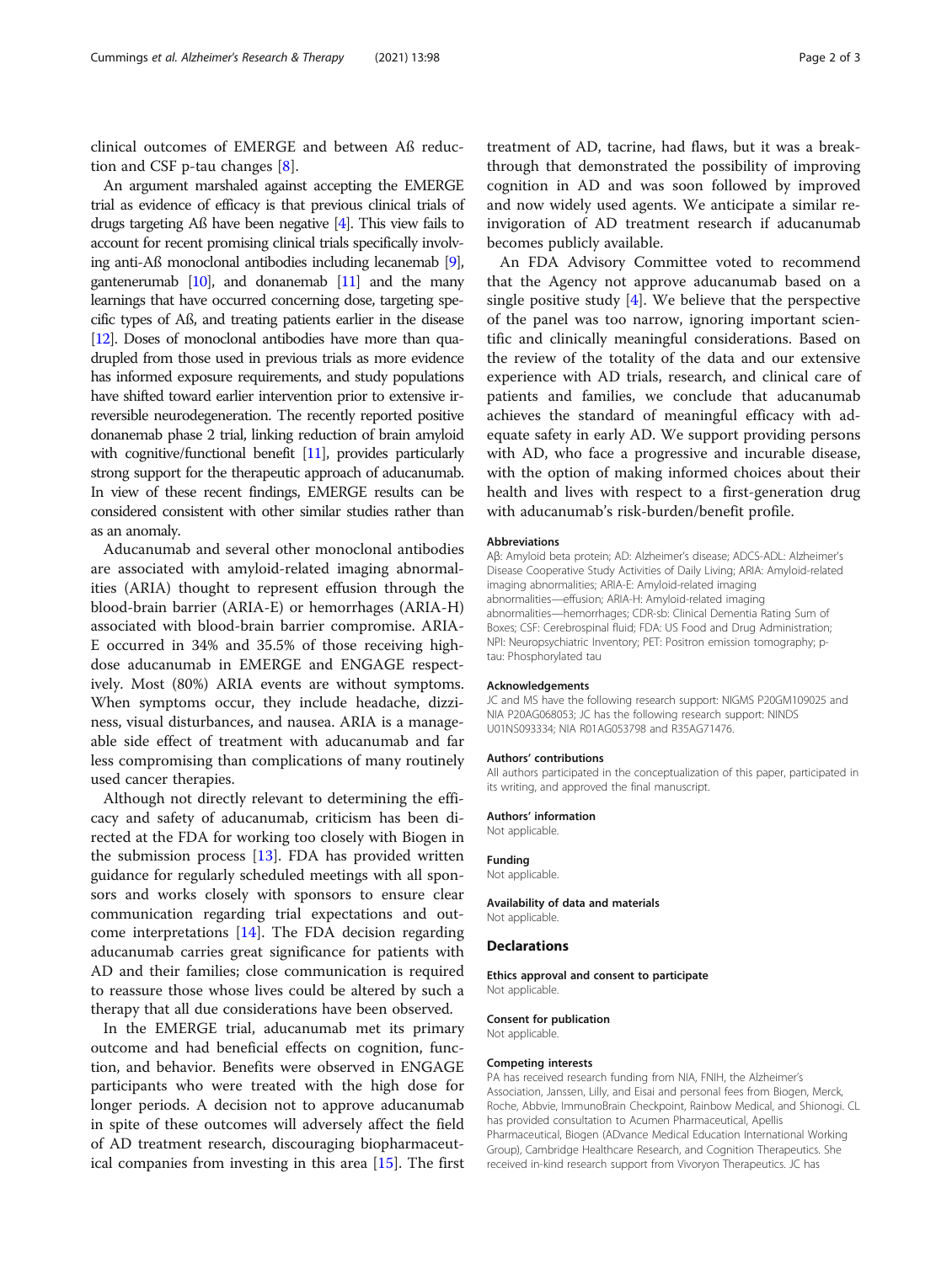clinical outcomes of EMERGE and between Aß reduction and CSF p-tau changes [8].

An argument marshaled against accepting the EMERGE trial as evidence of efficacy is that previous clinical trials of drugs targeting Aß have been negative [4]. This view fails to account for recent promising clinical trials specifically involving anti-Aß monoclonal antibodies including lecanemab [9], gantenerumab [10], and donanemab [11] and the many learnings that have occurred concerning dose, targeting specific types of Aß, and treating patients earlier in the disease [12]. Doses of monoclonal antibodies have more than quadrupled from those used in previous trials as more evidence has informed exposure requirements, and study populations have shifted toward earlier intervention prior to extensive irreversible neurodegeneration. The recently reported positive donanemab phase 2 trial, linking reduction of brain amyloid with cognitive/functional benefit [11], provides particularly strong support for the therapeutic approach of aducanumab. In view of these recent findings, EMERGE results can be considered consistent with other similar studies rather than as an anomaly.

Aducanumab and several other monoclonal antibodies are associated with amyloid-related imaging abnormalities (ARIA) thought to represent effusion through the blood-brain barrier (ARIA-E) or hemorrhages (ARIA-H) associated with blood-brain barrier compromise. ARIA-E occurred in 34% and 35.5% of those receiving high-dose aducanumab in EMERGE and ENGAGE respectively. Most (80%) ARIA events are without symptoms. When symptoms occur, they include headache, dizziness, visual disturbances, and nausea. ARIA is a manageable side effect of treatment with aducanumab and far less compromising than complications of many routinely used cancer therapies.

Although not directly relevant to determining the efficacy and safety of aducanumab, criticism has been directed at the FDA for working too closely with Biogen in the submission process [13]. FDA has provided written guidance for regularly scheduled meetings with all sponsors and works closely with sponsors to ensure clear communication regarding trial expectations and outcome interpretations [14]. The FDA decision regarding aducanumab carries great significance for patients with AD and their families; close communication is required to reassure those whose lives could be altered by such a therapy that all due considerations have been observed.

In the EMERGE trial, aducanumab met its primary outcome and had beneficial effects on cognition, function, and behavior. Benefits were observed in ENGAGE participants who were treated with the high dose for longer periods. A decision not to approve aducanumab in spite of these outcomes will adversely affect the field of AD treatment research, discouraging biopharmaceutical companies from investing in this area [15]. The first treatment of AD, tacrine, had flaws, but it was a breakthrough that demonstrated the possibility of improving cognition in AD and was soon followed by improved and now widely used agents. We anticipate a similar re-invigoration of AD treatment research if aducanumab becomes publicly available.

An FDA Advisory Committee voted to recommend that the Agency not approve aducanumab based on a single positive study [4]. We believe that the perspective of the panel was too narrow, ignoring important scientific and clinically meaningful considerations. Based on the review of the totality of the data and our extensive experience with AD trials, research, and clinical care of patients and families, we conclude that aducanumab achieves the standard of meaningful efficacy with adequate safety in early AD. We support providing persons with AD, who face a progressive and incurable disease, with the option of making informed choices about their health and lives with respect to a first-generation drug with aducanumab's risk-burden/benefit profile.

#### Abbreviations

Aβ: Amyloid beta protein; AD: Alzheimer's disease; ADCS-ADL: Alzheimer's Disease Cooperative Study Activities of Daily Living; ARIA: Amyloid-related imaging abnormalities; ARIA-E: Amyloid-related imaging abnormalities—effusion; ARIA-H: Amyloid-related imaging abnormalities—hemorrhages; CDR-sb: Clinical Dementia Rating Sum of Boxes; CSF: Cerebrospinal fluid; FDA: US Food and Drug Administration; NPI: Neuropsychiatric Inventory; PET: Positron emission tomography; p-tau: Phosphorylated tau

#### Acknowledgements

JC and MS have the following research support: NIGMS P20GM109025 and NIA P20AG068053; JC has the following research support: NINDS U01NS093334; NIA R01AG053798 and R35AG71476.

#### Authors' contributions

All authors participated in the conceptualization of this paper, participated in its writing, and approved the final manuscript.

#### Authors' information

Not applicable.

#### Funding

Not applicable.

#### Availability of data and materials

Not applicable.

## Declarations

#### Ethics approval and consent to participate

Not applicable.

#### Consent for publication

Not applicable.

#### Competing interests

PA has received research funding from NIA, FNIH, the Alzheimer's Association, Janssen, Lilly, and Eisai and personal fees from Biogen, Merck, Roche, Abbvie, ImmunoBrain Checkpoint, Rainbow Medical, and Shionogi. CL has provided consultation to Acumen Pharmaceutical, Apellis Pharmaceutical, Biogen (ADvance Medical Education International Working Group), Cambridge Healthcare Research, and Cognition Therapeutics. She received in-kind research support from Vivoryon Therapeutics. JC has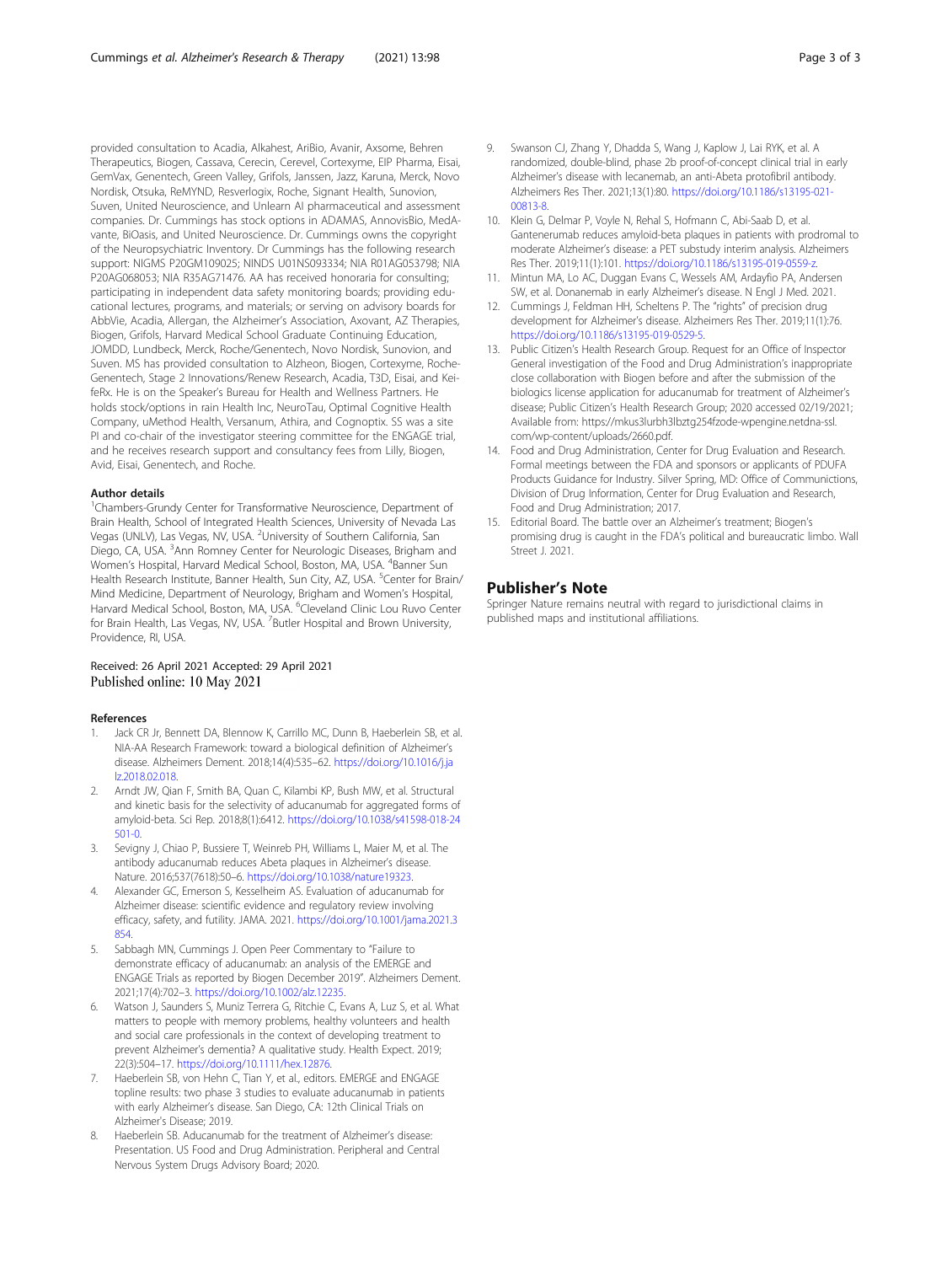provided consultation to Acadia, Alkahest, AriBio, Avanir, Axsome, Behren Therapeutics, Biogen, Cassava, Cerecin, Cerevel, Cortexyme, EIP Pharma, Eisai, GemVax, Genentech, Green Valley, Grifols, Janssen, Jazz, Karuna, Merck, Novo Nordisk, Otsuka, ReMYND, Resverlogix, Roche, Signant Health, Sunovion, Suven, United Neuroscience, and Unlearn AI pharmaceutical and assessment companies. Dr. Cummings has stock options in ADAMAS, AnnovisBio, MedAvante, BiOasis, and United Neuroscience. Dr. Cummings owns the copyright of the Neuropsychiatric Inventory. Dr Cummings has the following research support: NIGMS P20GM109025; NINDS U01NS093334; NIA R01AG053798; NIA P20AG068053; NIA R35AG71476. AA has received honoraria for consulting; participating in independent data safety monitoring boards; providing educational lectures, programs, and materials; or serving on advisory boards for AbbVie, Acadia, Allergan, the Alzheimer's Association, Axovant, AZ Therapies, Biogen, Grifols, Harvard Medical School Graduate Continuing Education, JOMDD, Lundbeck, Merck, Roche/Genentech, Novo Nordisk, Sunovion, and Suven. MS has provided consultation to Alzheon, Biogen, Cortexyme, Roche-Genentech, Stage 2 Innovations/Renew Research, Acadia, T3D, Eisai, and KeifeRx. He is on the Speaker's Bureau for Health and Wellness Partners. He holds stock/options in rain Health Inc, NeuroTau, Optimal Cognitive Health Company, uMethod Health, Versanum, Athira, and Cognoptix. SS was a site PI and co-chair of the investigator steering committee for the ENGAGE trial, and he receives research support and consultancy fees from Lilly, Biogen, Avid, Eisai, Genentech, and Roche.

### Author details

[1]Chambers-Grundy Center for Transformative Neuroscience, Department of Brain Health, School of Integrated Health Sciences, University of Nevada Las Vegas (UNLV), Las Vegas, NV, USA. [2]University of Southern California, San Diego, CA, USA. [3]Ann Romney Center for Neurologic Diseases, Brigham and Women's Hospital, Harvard Medical School, Boston, MA, USA. [4]Banner Sun Health Research Institute, Banner Health, Sun City, AZ, USA. [5]Center for Brain/Mind Medicine, Department of Neurology, Brigham and Women's Hospital, Harvard Medical School, Boston, MA, USA. [6]Cleveland Clinic Lou Ruvo Center for Brain Health, Las Vegas, NV, USA. [7]Butler Hospital and Brown University, Providence, RI, USA.

Received: 26 April 2021 Accepted: 29 April 2021
Published online: 10 May 2021

### References

1. Jack CR Jr, Bennett DA, Blennow K, Carrillo MC, Dunn B, Haeberlein SB, et al. NIA-AA Research Framework: toward a biological definition of Alzheimer's disease. Alzheimers Dement. 2018;14(4):535–62. https://doi.org/10.1016/j.jalz.2018.02.018.
2. Arndt JW, Qian F, Smith BA, Quan C, Kilambi KP, Bush MW, et al. Structural and kinetic basis for the selectivity of aducanumab for aggregated forms of amyloid-beta. Sci Rep. 2018;8(1):6412. https://doi.org/10.1038/s41598-018-24501-0.
3. Sevigny J, Chiao P, Bussiere T, Weinreb PH, Williams L, Maier M, et al. The antibody aducanumab reduces Abeta plaques in Alzheimer's disease. Nature. 2016;537(7618):50–6. https://doi.org/10.1038/nature19323.
4. Alexander GC, Emerson S, Kesselheim AS. Evaluation of aducanumab for Alzheimer disease: scientific evidence and regulatory review involving efficacy, safety, and futility. JAMA. 2021. https://doi.org/10.1001/jama.2021.3854.
5. Sabbagh MN, Cummings J. Open Peer Commentary to "Failure to demonstrate efficacy of aducanumab: an analysis of the EMERGE and ENGAGE Trials as reported by Biogen December 2019". Alzheimers Dement. 2021;17(4):702–3. https://doi.org/10.1002/alz.12235.
6. Watson J, Saunders S, Muniz Terrera G, Ritchie C, Evans A, Luz S, et al. What matters to people with memory problems, healthy volunteers and health and social care professionals in the context of developing treatment to prevent Alzheimer's dementia? A qualitative study. Health Expect. 2019;22(3):504–17. https://doi.org/10.1111/hex.12876.
7. Haeberlein SB, von Hehn C, Tian Y, et al., editors. EMERGE and ENGAGE topline results: two phase 3 studies to evaluate aducanumab in patients with early Alzheimer's disease. San Diego, CA: 12th Clinical Trials on Alzheimer's Disease; 2019.
8. Haeberlein SB. Aducanumab for the treatment of Alzheimer's disease: Presentation. US Food and Drug Administration. Peripheral and Central Nervous System Drugs Advisory Board; 2020.
9. Swanson CJ, Zhang Y, Dhadda S, Wang J, Kaplow J, Lai RYK, et al. A randomized, double-blind, phase 2b proof-of-concept clinical trial in early Alzheimer's disease with lecanemab, an anti-Abeta protofibril antibody. Alzheimers Res Ther. 2021;13(1):80. https://doi.org/10.1186/s13195-021-00813-8.
10. Klein G, Delmar P, Voyle N, Rehal S, Hofmann C, Abi-Saab D, et al. Gantenerumab reduces amyloid-beta plaques in patients with prodromal to moderate Alzheimer's disease: a PET substudy interim analysis. Alzheimers Res Ther. 2019;11(1):101. https://doi.org/10.1186/s13195-019-0559-z.
11. Mintun MA, Lo AC, Duggan Evans C, Wessels AM, Ardayfio PA, Andersen SW, et al. Donanemab in early Alzheimer's disease. N Engl J Med. 2021.
12. Cummings J, Feldman HH, Scheltens P. The "rights" of precision drug development for Alzheimer's disease. Alzheimers Res Ther. 2019;11(1):76. https://doi.org/10.1186/s13195-019-0529-5.
13. Public Citizen's Health Research Group. Request for an Office of Inspector General investigation of the Food and Drug Administration's inappropriate close collaboration with Biogen before and after the submission of the biologics license application for aducanumab for treatment of Alzheimer's disease; Public Citizen's Health Research Group; 2020 accessed 02/19/2021; Available from: https://mkus3lurbh3lbztg254fzode-wpengine.netdna-ssl.com/wp-content/uploads/2660.pdf.
14. Food and Drug Administration, Center for Drug Evaluation and Research. Formal meetings between the FDA and sponsors or applicants of PDUFA Products Guidance for Industry. Silver Spring, MD: Office of Communictions, Division of Drug Information, Center for Drug Evaluation and Research, Food and Drug Administration; 2017.
15. Editorial Board. The battle over an Alzheimer's treatment; Biogen's promising drug is caught in the FDA's political and bureaucratic limbo. Wall Street J. 2021.

## Publisher's Note

Springer Nature remains neutral with regard to jurisdictional claims in published maps and institutional affiliations.